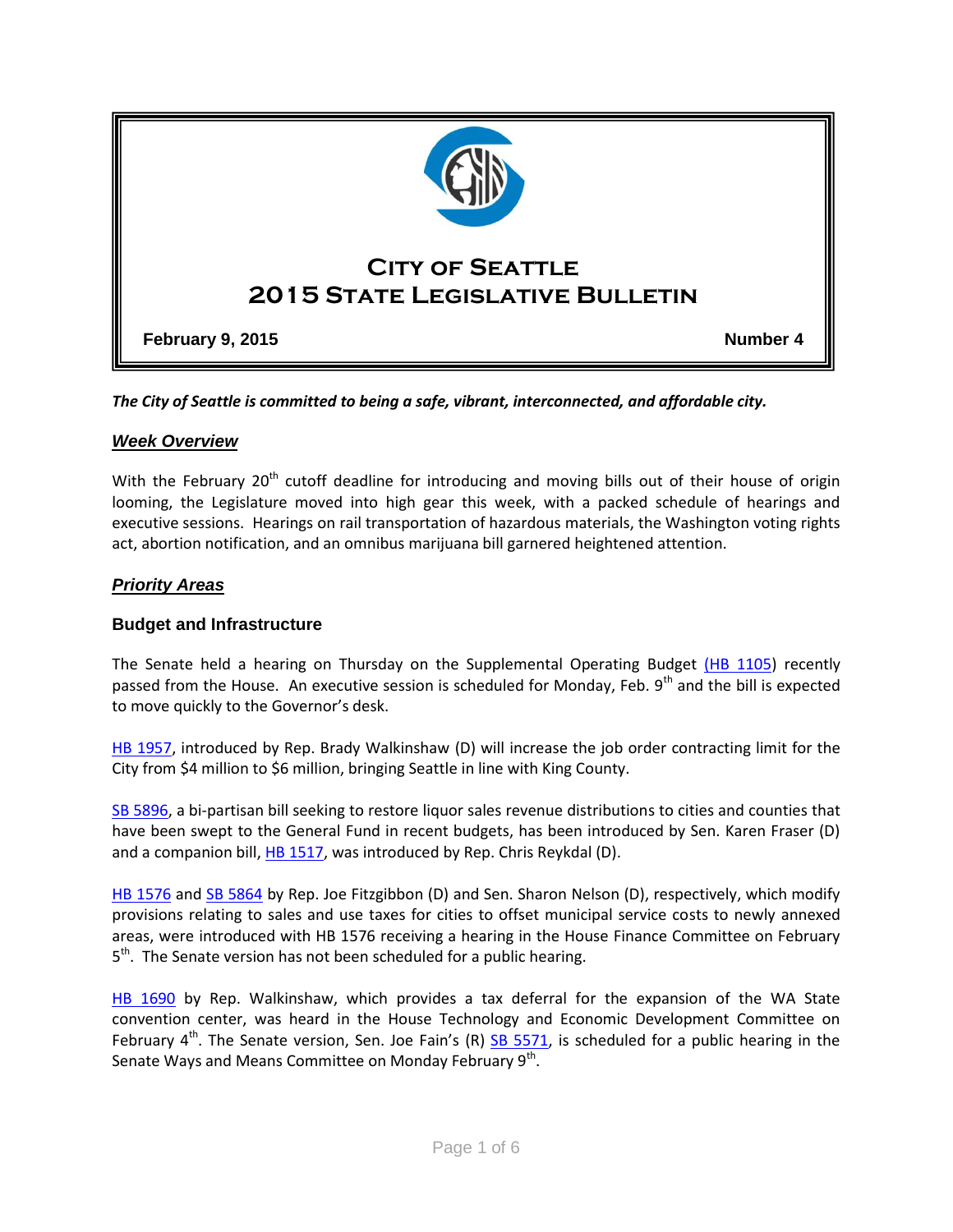# City of Seattle
# 2015 State Legislative Bulletin

**February 9, 2015** **Number 4**

***The City of Seattle is committed to being a safe, vibrant, interconnected, and affordable city.***

## *Week Overview*

With the February 20th cutoff deadline for introducing and moving bills out of their house of origin looming, the Legislature moved into high gear this week, with a packed schedule of hearings and executive sessions. Hearings on rail transportation of hazardous materials, the Washington voting rights act, abortion notification, and an omnibus marijuana bill garnered heightened attention.

## *Priority Areas*

### Budget and Infrastructure

The Senate held a hearing on Thursday on the Supplemental Operating Budget (HB 1105) recently passed from the House. An executive session is scheduled for Monday, Feb. 9th and the bill is expected to move quickly to the Governor's desk.

HB 1957, introduced by Rep. Brady Walkinshaw (D) will increase the job order contracting limit for the City from $4 million to $6 million, bringing Seattle in line with King County.

SB 5896, a bi-partisan bill seeking to restore liquor sales revenue distributions to cities and counties that have been swept to the General Fund in recent budgets, has been introduced by Sen. Karen Fraser (D) and a companion bill, HB 1517, was introduced by Rep. Chris Reykdal (D).

HB 1576 and SB 5864 by Rep. Joe Fitzgibbon (D) and Sen. Sharon Nelson (D), respectively, which modify provisions relating to sales and use taxes for cities to offset municipal service costs to newly annexed areas, were introduced with HB 1576 receiving a hearing in the House Finance Committee on February 5th. The Senate version has not been scheduled for a public hearing.

HB 1690 by Rep. Walkinshaw, which provides a tax deferral for the expansion of the WA State convention center, was heard in the House Technology and Economic Development Committee on February 4th. The Senate version, Sen. Joe Fain's (R) SB 5571, is scheduled for a public hearing in the Senate Ways and Means Committee on Monday February 9th.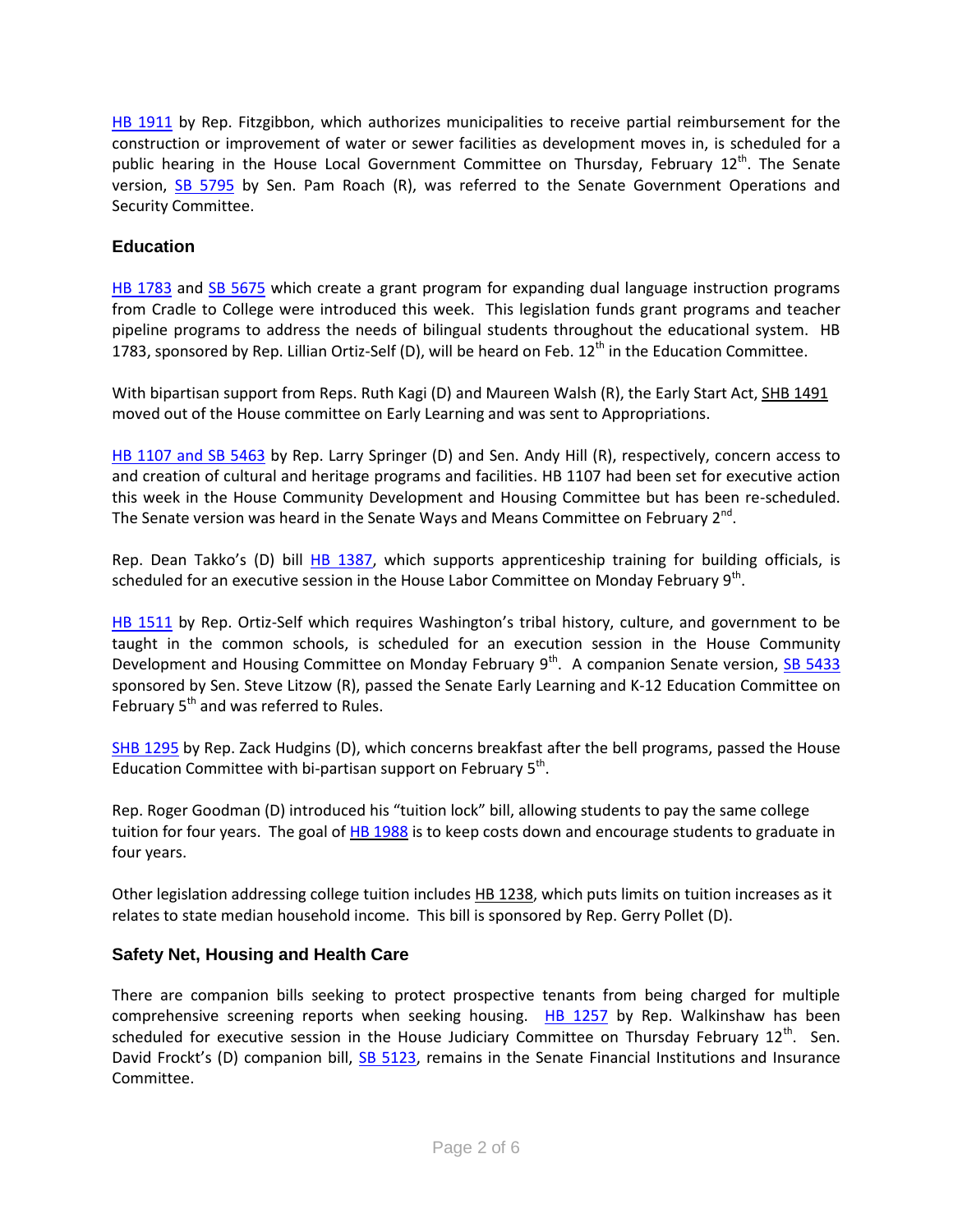HB 1911 by Rep. Fitzgibbon, which authorizes municipalities to receive partial reimbursement for the construction or improvement of water or sewer facilities as development moves in, is scheduled for a public hearing in the House Local Government Committee on Thursday, February 12th. The Senate version, SB 5795 by Sen. Pam Roach (R), was referred to the Senate Government Operations and Security Committee.

### Education

HB 1783 and SB 5675 which create a grant program for expanding dual language instruction programs from Cradle to College were introduced this week. This legislation funds grant programs and teacher pipeline programs to address the needs of bilingual students throughout the educational system. HB 1783, sponsored by Rep. Lillian Ortiz-Self (D), will be heard on Feb. 12th in the Education Committee.

With bipartisan support from Reps. Ruth Kagi (D) and Maureen Walsh (R), the Early Start Act, SHB 1491 moved out of the House committee on Early Learning and was sent to Appropriations.

HB 1107 and SB 5463 by Rep. Larry Springer (D) and Sen. Andy Hill (R), respectively, concern access to and creation of cultural and heritage programs and facilities. HB 1107 had been set for executive action this week in the House Community Development and Housing Committee but has been re-scheduled. The Senate version was heard in the Senate Ways and Means Committee on February 2nd.

Rep. Dean Takko's (D) bill HB 1387, which supports apprenticeship training for building officials, is scheduled for an executive session in the House Labor Committee on Monday February 9th.

HB 1511 by Rep. Ortiz-Self which requires Washington's tribal history, culture, and government to be taught in the common schools, is scheduled for an execution session in the House Community Development and Housing Committee on Monday February 9th. A companion Senate version, SB 5433 sponsored by Sen. Steve Litzow (R), passed the Senate Early Learning and K-12 Education Committee on February 5th and was referred to Rules.

SHB 1295 by Rep. Zack Hudgins (D), which concerns breakfast after the bell programs, passed the House Education Committee with bi-partisan support on February 5th.

Rep. Roger Goodman (D) introduced his "tuition lock" bill, allowing students to pay the same college tuition for four years. The goal of HB 1988 is to keep costs down and encourage students to graduate in four years.

Other legislation addressing college tuition includes HB 1238, which puts limits on tuition increases as it relates to state median household income. This bill is sponsored by Rep. Gerry Pollet (D).

### Safety Net, Housing and Health Care

There are companion bills seeking to protect prospective tenants from being charged for multiple comprehensive screening reports when seeking housing. HB 1257 by Rep. Walkinshaw has been scheduled for executive session in the House Judiciary Committee on Thursday February 12th. Sen. David Frockt's (D) companion bill, SB 5123, remains in the Senate Financial Institutions and Insurance Committee.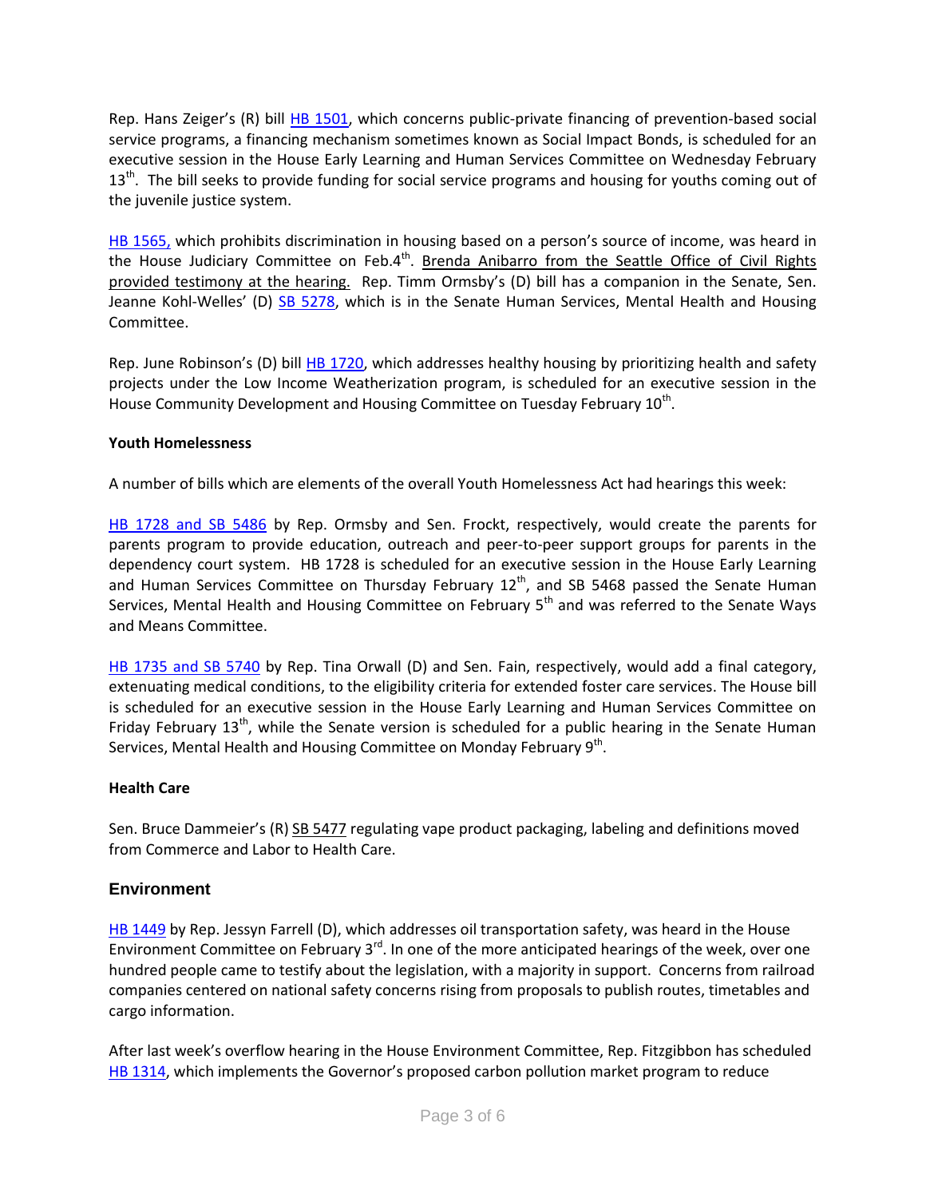Rep. Hans Zeiger's (R) bill HB 1501, which concerns public-private financing of prevention-based social service programs, a financing mechanism sometimes known as Social Impact Bonds, is scheduled for an executive session in the House Early Learning and Human Services Committee on Wednesday February 13th. The bill seeks to provide funding for social service programs and housing for youths coming out of the juvenile justice system.

HB 1565, which prohibits discrimination in housing based on a person's source of income, was heard in the House Judiciary Committee on Feb.4th. Brenda Anibarro from the Seattle Office of Civil Rights provided testimony at the hearing. Rep. Timm Ormsby's (D) bill has a companion in the Senate, Sen. Jeanne Kohl-Welles' (D) SB 5278, which is in the Senate Human Services, Mental Health and Housing Committee.

Rep. June Robinson's (D) bill HB 1720, which addresses healthy housing by prioritizing health and safety projects under the Low Income Weatherization program, is scheduled for an executive session in the House Community Development and Housing Committee on Tuesday February 10th.

**Youth Homelessness**

A number of bills which are elements of the overall Youth Homelessness Act had hearings this week:

HB 1728 and SB 5486 by Rep. Ormsby and Sen. Frockt, respectively, would create the parents for parents program to provide education, outreach and peer-to-peer support groups for parents in the dependency court system. HB 1728 is scheduled for an executive session in the House Early Learning and Human Services Committee on Thursday February 12th, and SB 5468 passed the Senate Human Services, Mental Health and Housing Committee on February 5th and was referred to the Senate Ways and Means Committee.

HB 1735 and SB 5740 by Rep. Tina Orwall (D) and Sen. Fain, respectively, would add a final category, extenuating medical conditions, to the eligibility criteria for extended foster care services. The House bill is scheduled for an executive session in the House Early Learning and Human Services Committee on Friday February 13th, while the Senate version is scheduled for a public hearing in the Senate Human Services, Mental Health and Housing Committee on Monday February 9th.

**Health Care**

Sen. Bruce Dammeier's (R) SB 5477 regulating vape product packaging, labeling and definitions moved from Commerce and Labor to Health Care.

## Environment

HB 1449 by Rep. Jessyn Farrell (D), which addresses oil transportation safety, was heard in the House Environment Committee on February 3rd. In one of the more anticipated hearings of the week, over one hundred people came to testify about the legislation, with a majority in support. Concerns from railroad companies centered on national safety concerns rising from proposals to publish routes, timetables and cargo information.

After last week's overflow hearing in the House Environment Committee, Rep. Fitzgibbon has scheduled HB 1314, which implements the Governor's proposed carbon pollution market program to reduce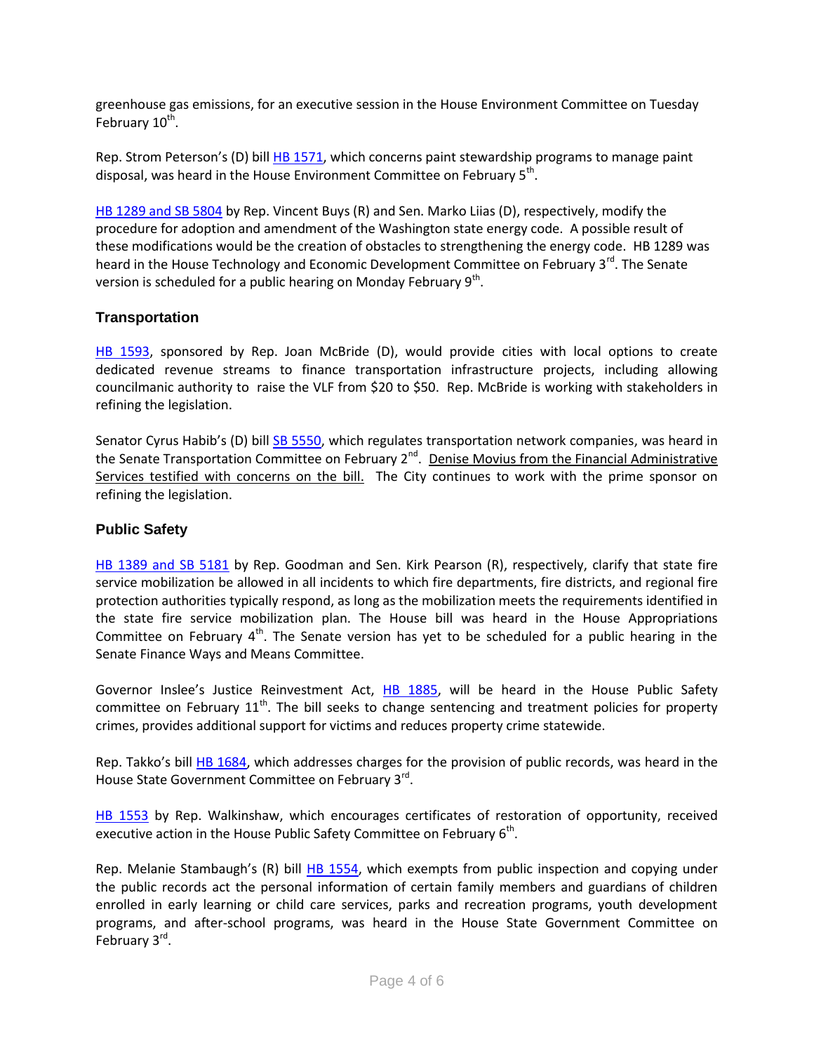greenhouse gas emissions, for an executive session in the House Environment Committee on Tuesday February 10th.

Rep. Strom Peterson's (D) bill HB 1571, which concerns paint stewardship programs to manage paint disposal, was heard in the House Environment Committee on February 5th.

HB 1289 and SB 5804 by Rep. Vincent Buys (R) and Sen. Marko Liias (D), respectively, modify the procedure for adoption and amendment of the Washington state energy code. A possible result of these modifications would be the creation of obstacles to strengthening the energy code. HB 1289 was heard in the House Technology and Economic Development Committee on February 3rd. The Senate version is scheduled for a public hearing on Monday February 9th.

### Transportation

HB 1593, sponsored by Rep. Joan McBride (D), would provide cities with local options to create dedicated revenue streams to finance transportation infrastructure projects, including allowing councilmanic authority to raise the VLF from $20 to $50. Rep. McBride is working with stakeholders in refining the legislation.

Senator Cyrus Habib's (D) bill SB 5550, which regulates transportation network companies, was heard in the Senate Transportation Committee on February 2nd. Denise Movius from the Financial Administrative Services testified with concerns on the bill. The City continues to work with the prime sponsor on refining the legislation.

### Public Safety

HB 1389 and SB 5181 by Rep. Goodman and Sen. Kirk Pearson (R), respectively, clarify that state fire service mobilization be allowed in all incidents to which fire departments, fire districts, and regional fire protection authorities typically respond, as long as the mobilization meets the requirements identified in the state fire service mobilization plan. The House bill was heard in the House Appropriations Committee on February 4th. The Senate version has yet to be scheduled for a public hearing in the Senate Finance Ways and Means Committee.

Governor Inslee's Justice Reinvestment Act, HB 1885, will be heard in the House Public Safety committee on February 11th. The bill seeks to change sentencing and treatment policies for property crimes, provides additional support for victims and reduces property crime statewide.

Rep. Takko's bill HB 1684, which addresses charges for the provision of public records, was heard in the House State Government Committee on February 3rd.

HB 1553 by Rep. Walkinshaw, which encourages certificates of restoration of opportunity, received executive action in the House Public Safety Committee on February 6th.

Rep. Melanie Stambaugh's (R) bill HB 1554, which exempts from public inspection and copying under the public records act the personal information of certain family members and guardians of children enrolled in early learning or child care services, parks and recreation programs, youth development programs, and after-school programs, was heard in the House State Government Committee on February 3rd.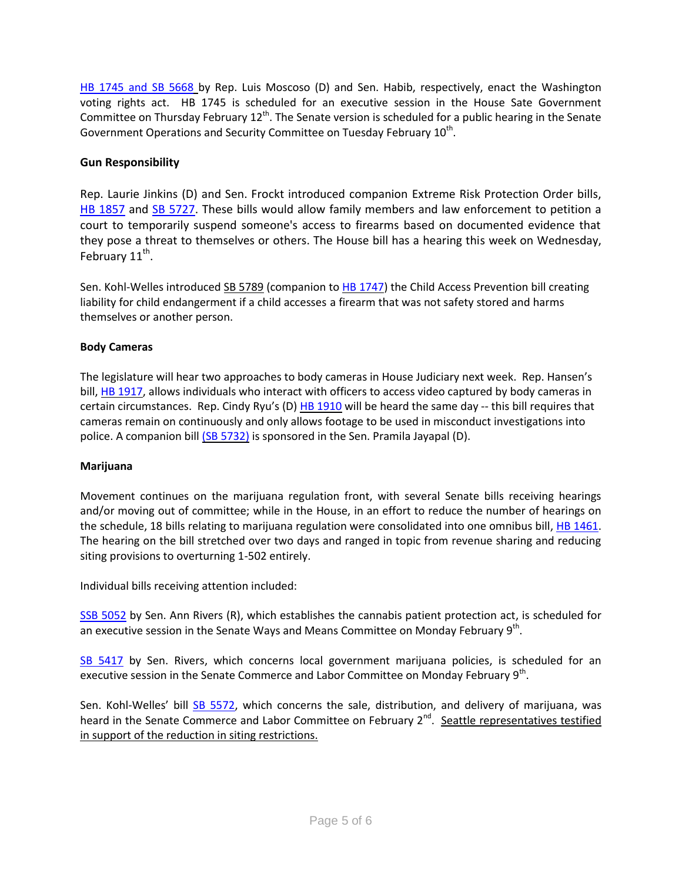HB 1745 and SB 5668 by Rep. Luis Moscoso (D) and Sen. Habib, respectively, enact the Washington voting rights act. HB 1745 is scheduled for an executive session in the House Sate Government Committee on Thursday February 12th. The Senate version is scheduled for a public hearing in the Senate Government Operations and Security Committee on Tuesday February 10th.

**Gun Responsibility**

Rep. Laurie Jinkins (D) and Sen. Frockt introduced companion Extreme Risk Protection Order bills, HB 1857 and SB 5727. These bills would allow family members and law enforcement to petition a court to temporarily suspend someone's access to firearms based on documented evidence that they pose a threat to themselves or others. The House bill has a hearing this week on Wednesday, February 11th.

Sen. Kohl-Welles introduced SB 5789 (companion to HB 1747) the Child Access Prevention bill creating liability for child endangerment if a child accesses a firearm that was not safety stored and harms themselves or another person.

**Body Cameras**

The legislature will hear two approaches to body cameras in House Judiciary next week. Rep. Hansen's bill, HB 1917, allows individuals who interact with officers to access video captured by body cameras in certain circumstances. Rep. Cindy Ryu's (D) HB 1910 will be heard the same day -- this bill requires that cameras remain on continuously and only allows footage to be used in misconduct investigations into police. A companion bill (SB 5732) is sponsored in the Sen. Pramila Jayapal (D).

**Marijuana**

Movement continues on the marijuana regulation front, with several Senate bills receiving hearings and/or moving out of committee; while in the House, in an effort to reduce the number of hearings on the schedule, 18 bills relating to marijuana regulation were consolidated into one omnibus bill, HB 1461. The hearing on the bill stretched over two days and ranged in topic from revenue sharing and reducing siting provisions to overturning 1-502 entirely.

Individual bills receiving attention included:

SSB 5052 by Sen. Ann Rivers (R), which establishes the cannabis patient protection act, is scheduled for an executive session in the Senate Ways and Means Committee on Monday February 9th.

SB 5417 by Sen. Rivers, which concerns local government marijuana policies, is scheduled for an executive session in the Senate Commerce and Labor Committee on Monday February 9th.

Sen. Kohl-Welles' bill SB 5572, which concerns the sale, distribution, and delivery of marijuana, was heard in the Senate Commerce and Labor Committee on February 2nd. <u>Seattle representatives testified in support of the reduction in siting restrictions.</u>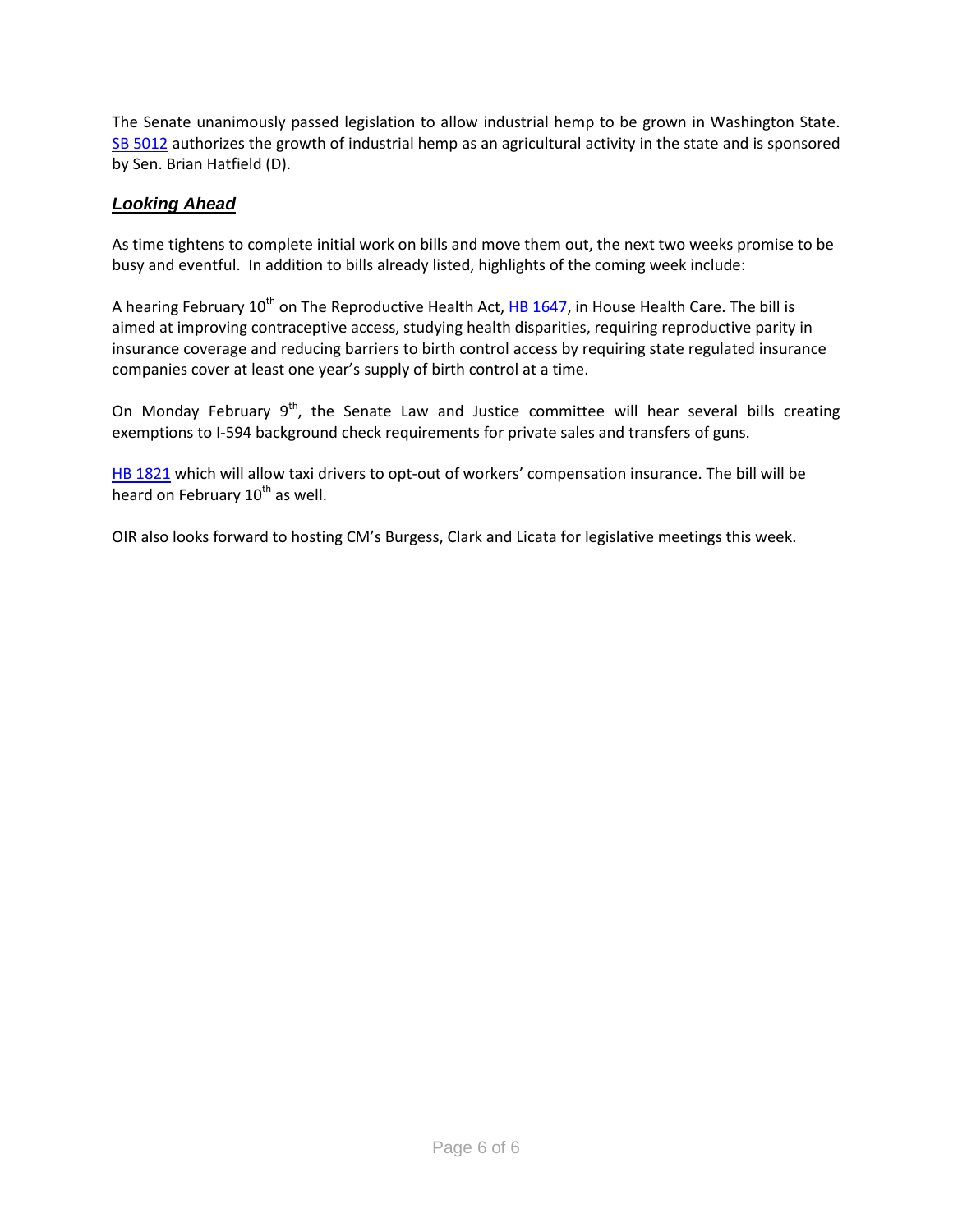The Senate unanimously passed legislation to allow industrial hemp to be grown in Washington State. SB 5012 authorizes the growth of industrial hemp as an agricultural activity in the state and is sponsored by Sen. Brian Hatfield (D).

## ***Looking Ahead***

As time tightens to complete initial work on bills and move them out, the next two weeks promise to be busy and eventful. In addition to bills already listed, highlights of the coming week include:

A hearing February 10th on The Reproductive Health Act, HB 1647, in House Health Care. The bill is aimed at improving contraceptive access, studying health disparities, requiring reproductive parity in insurance coverage and reducing barriers to birth control access by requiring state regulated insurance companies cover at least one year's supply of birth control at a time.

On Monday February 9th, the Senate Law and Justice committee will hear several bills creating exemptions to I-594 background check requirements for private sales and transfers of guns.

HB 1821 which will allow taxi drivers to opt-out of workers' compensation insurance. The bill will be heard on February 10th as well.

OIR also looks forward to hosting CM's Burgess, Clark and Licata for legislative meetings this week.